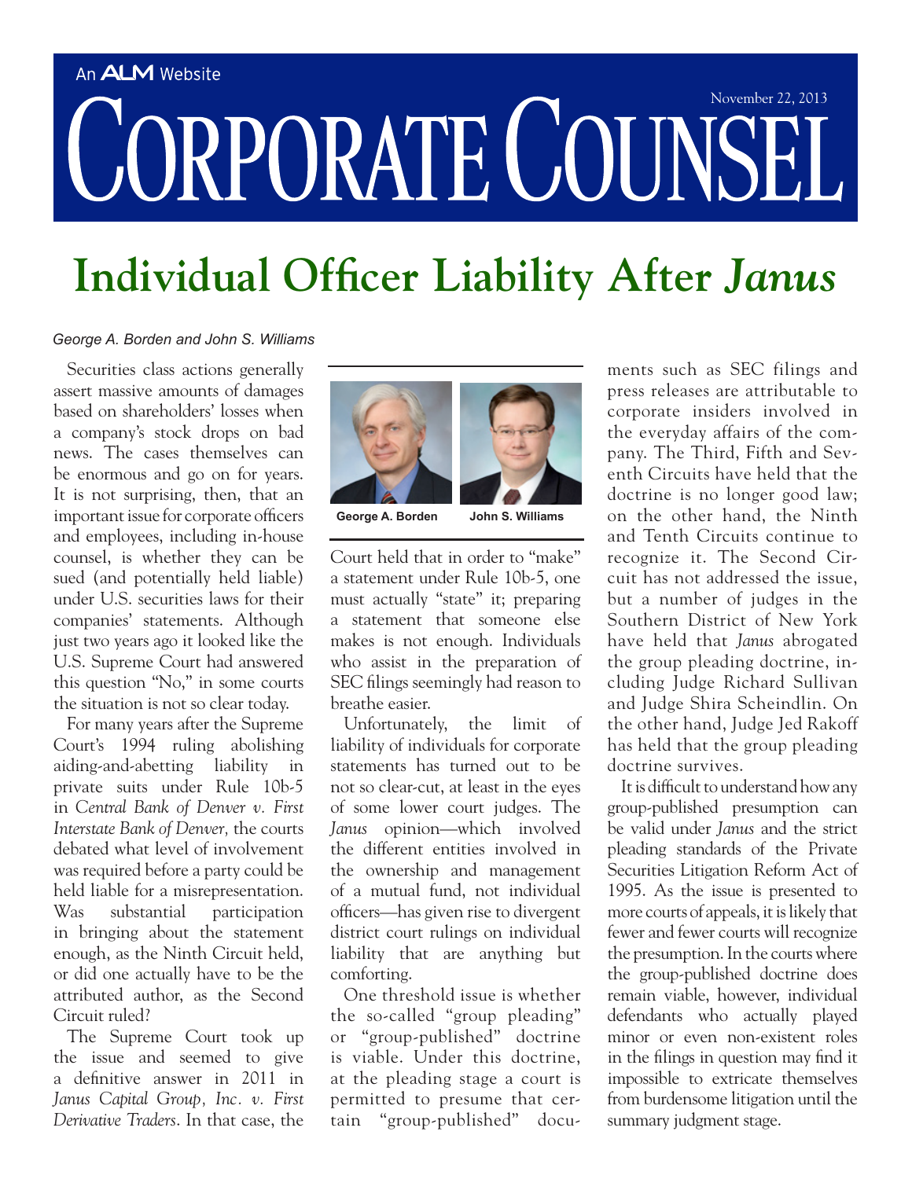An ALM Website

# Corporate Counsel

November 22, 2013

# Individual Officer Liability After *Janus*

*George A. Borden and John S. Williams*

George A. Borden John S. Williams

Securities class actions generally assert massive amounts of damages based on shareholders' losses when a company's stock drops on bad news. The cases themselves can be enormous and go on for years. It is not surprising, then, that an important issue for corporate officers and employees, including in-house counsel, is whether they can be sued (and potentially held liable) under U.S. securities laws for their companies' statements. Although just two years ago it looked like the U.S. Supreme Court had answered this question "No," in some courts the situation is not so clear today.

For many years after the Supreme Court's 1994 ruling abolishing aiding-and-abetting liability in private suits under Rule 10b-5 in *Central Bank of Denver v. First Interstate Bank of Denver,* the courts debated what level of involvement was required before a party could be held liable for a misrepresentation. Was substantial participation in bringing about the statement enough, as the Ninth Circuit held, or did one actually have to be the attributed author, as the Second Circuit ruled?

The Supreme Court took up the issue and seemed to give a definitive answer in 2011 in *Janus Capital Group, Inc. v. First Derivative Traders*. In that case, the Court held that in order to "make" a statement under Rule 10b-5, one must actually "state" it; preparing a statement that someone else makes is not enough. Individuals who assist in the preparation of SEC filings seemingly had reason to breathe easier.

Unfortunately, the limit of liability of individuals for corporate statements has turned out to be not so clear-cut, at least in the eyes of some lower court judges. The *Janus* opinion—which involved the different entities involved in the ownership and management of a mutual fund, not individual officers—has given rise to divergent district court rulings on individual liability that are anything but comforting.

One threshold issue is whether the so-called "group pleading" or "group-published" doctrine is viable. Under this doctrine, at the pleading stage a court is permitted to presume that certain "group-published" documents such as SEC filings and press releases are attributable to corporate insiders involved in the everyday affairs of the company. The Third, Fifth and Seventh Circuits have held that the doctrine is no longer good law; on the other hand, the Ninth and Tenth Circuits continue to recognize it. The Second Circuit has not addressed the issue, but a number of judges in the Southern District of New York have held that *Janus* abrogated the group pleading doctrine, including Judge Richard Sullivan and Judge Shira Scheindlin. On the other hand, Judge Jed Rakoff has held that the group pleading doctrine survives.

It is difficult to understand how any group-published presumption can be valid under *Janus* and the strict pleading standards of the Private Securities Litigation Reform Act of 1995. As the issue is presented to more courts of appeals, it is likely that fewer and fewer courts will recognize the presumption. In the courts where the group-published doctrine does remain viable, however, individual defendants who actually played minor or even non-existent roles in the filings in question may find it impossible to extricate themselves from burdensome litigation until the summary judgment stage.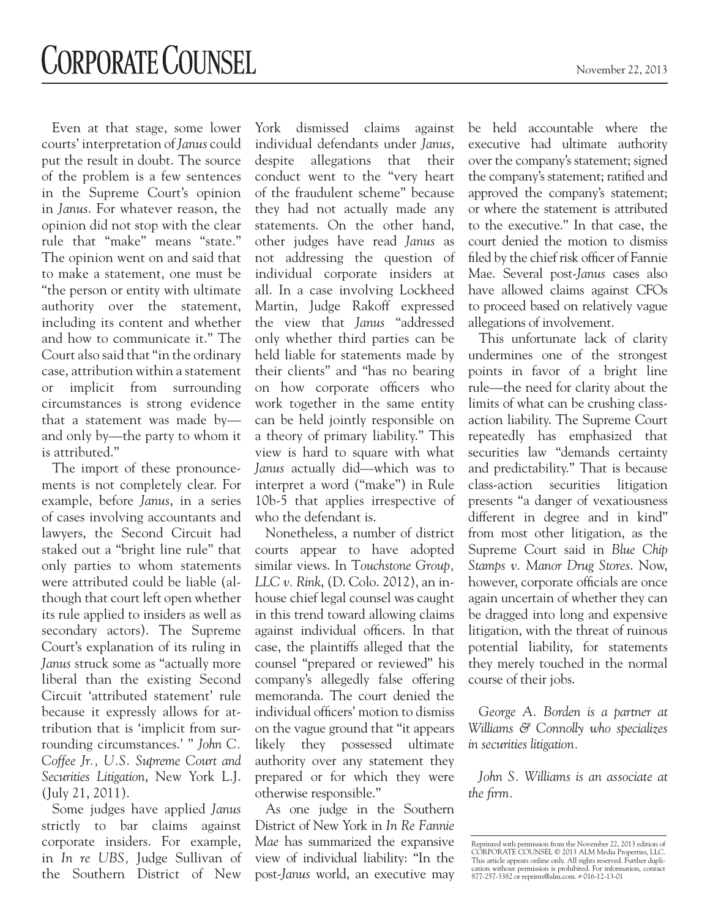Even at that stage, some lower courts' interpretation of *Janus* could put the result in doubt. The source of the problem is a few sentences in the Supreme Court's opinion in *Janus*. For whatever reason, the opinion did not stop with the clear rule that "make" means "state." The opinion went on and said that to make a statement, one must be "the person or entity with ultimate authority over the statement, including its content and whether and how to communicate it." The Court also said that "in the ordinary case, attribution within a statement or implicit from surrounding circumstances is strong evidence that a statement was made by—and only by—the party to whom it is attributed."

The import of these pronouncements is not completely clear. For example, before *Janus*, in a series of cases involving accountants and lawyers, the Second Circuit had staked out a "bright line rule" that only parties to whom statements were attributed could be liable (although that court left open whether its rule applied to insiders as well as secondary actors). The Supreme Court's explanation of its ruling in *Janus* struck some as "actually more liberal than the existing Second Circuit 'attributed statement' rule because it expressly allows for attribution that is 'implicit from surrounding circumstances.' " *John C. Coffee Jr., U.S. Supreme Court and Securities Litigation*, New York L.J. (July 21, 2011).

Some judges have applied *Janus* strictly to bar claims against corporate insiders. For example, in *In re UBS,* Judge Sullivan of the Southern District of New York dismissed claims against individual defendants under *Janus*, despite allegations that their conduct went to the "very heart of the fraudulent scheme" because they had not actually made any statements. On the other hand, other judges have read *Janus* as not addressing the question of individual corporate insiders at all. In a case involving Lockheed Martin, Judge Rakoff expressed the view that *Janus* "addressed only whether third parties can be held liable for statements made by their clients" and "has no bearing on how corporate officers who work together in the same entity can be held jointly responsible on a theory of primary liability." This view is hard to square with what *Janus* actually did—which was to interpret a word ("make") in Rule 10b-5 that applies irrespective of who the defendant is.

Nonetheless, a number of district courts appear to have adopted similar views. In *Touchstone Group, LLC v. Rink*, (D. Colo. 2012), an in-house chief legal counsel was caught in this trend toward allowing claims against individual officers. In that case, the plaintiffs alleged that the counsel "prepared or reviewed" his company's allegedly false offering memoranda. The court denied the individual officers' motion to dismiss on the vague ground that "it appears likely they possessed ultimate authority over any statement they prepared or for which they were otherwise responsible."

As one judge in the Southern District of New York in *In Re Fannie Mae* has summarized the expansive view of individual liability: "In the post-*Janus* world, an executive may be held accountable where the executive had ultimate authority over the company's statement; signed the company's statement; ratified and approved the company's statement; or where the statement is attributed to the executive." In that case, the court denied the motion to dismiss filed by the chief risk officer of Fannie Mae. Several post-*Janus* cases also have allowed claims against CFOs to proceed based on relatively vague allegations of involvement.

This unfortunate lack of clarity undermines one of the strongest points in favor of a bright line rule—the need for clarity about the limits of what can be crushing class-action liability. The Supreme Court repeatedly has emphasized that securities law "demands certainty and predictability." That is because class-action securities litigation presents "a danger of vexatiousness different in degree and in kind" from most other litigation, as the Supreme Court said in *Blue Chip Stamps v. Manor Drug Stores*. Now, however, corporate officials are once again uncertain of whether they can be dragged into long and expensive litigation, with the threat of ruinous potential liability, for statements they merely touched in the normal course of their jobs.

*George A. Borden is a partner at Williams & Connolly who specializes in securities litigation.*

*John S. Williams is an associate at the firm.*

Reprinted with permission from the November 22, 2013 edition of CORPORATE COUNSEL © 2013 ALM Media Properties, LLC. This article appears online only. All rights reserved. Further duplication without permission is prohibited. For information, contact 877-257-3382 or reprints@alm.com. # 016-12-13-01